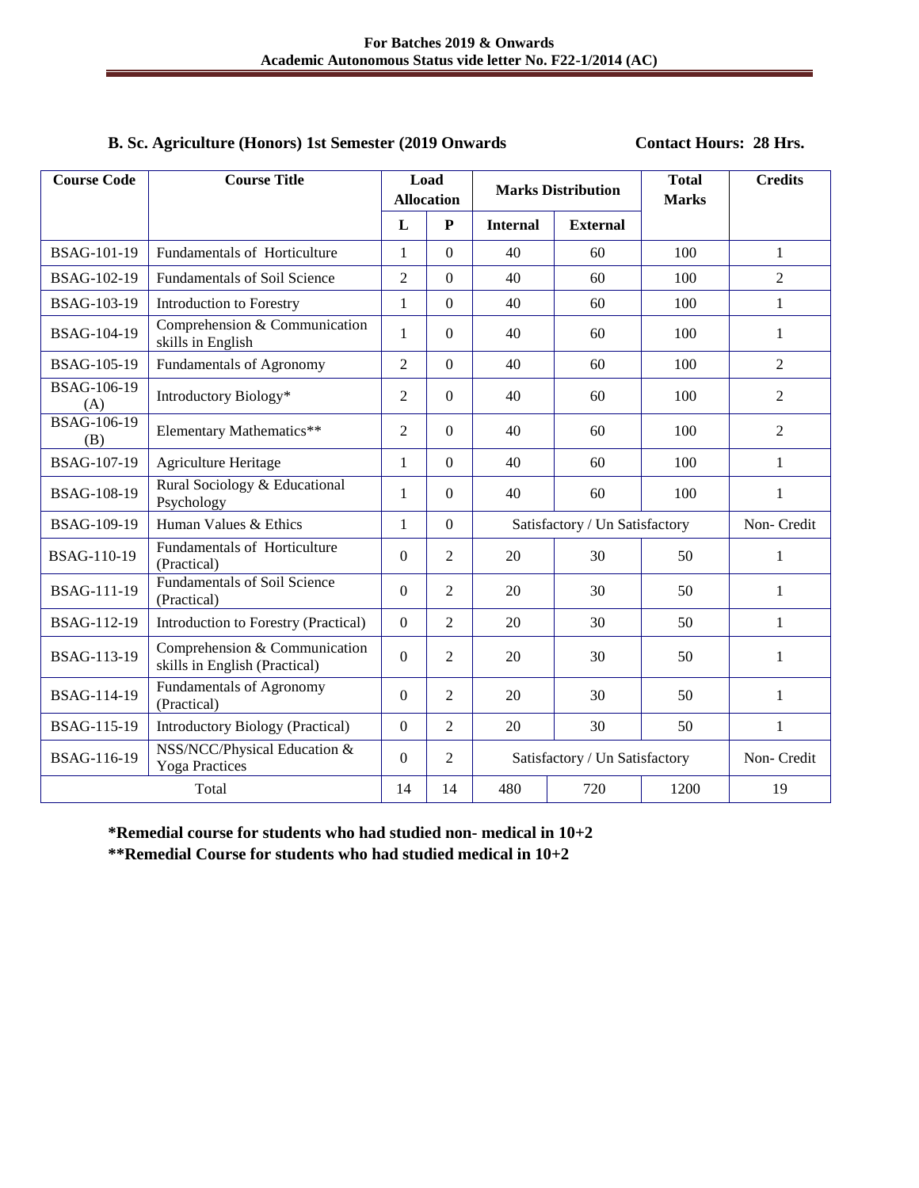**For Batches 2019 & Onwards**
**Academic Autonomous Status vide letter No. F22-1/2014 (AC)**

**B. Sc. Agriculture (Honors) 1st Semester (2019 Onwards** **Contact Hours: 28 Hrs.**

| Course Code | Course Title | Load Allocation | | Marks Distribution | | Total Marks | Credits |
|---|---|---|---|---|---|---|---|
| | | L | P | Internal | External | | |
| BSAG-101-19 | Fundamentals of Horticulture | 1 | 0 | 40 | 60 | 100 | 1 |
| BSAG-102-19 | Fundamentals of Soil Science | 2 | 0 | 40 | 60 | 100 | 2 |
| BSAG-103-19 | Introduction to Forestry | 1 | 0 | 40 | 60 | 100 | 1 |
| BSAG-104-19 | Comprehension & Communication skills in English | 1 | 0 | 40 | 60 | 100 | 1 |
| BSAG-105-19 | Fundamentals of Agronomy | 2 | 0 | 40 | 60 | 100 | 2 |
| BSAG-106-19 (A) | Introductory Biology* | 2 | 0 | 40 | 60 | 100 | 2 |
| BSAG-106-19 (B) | Elementary Mathematics** | 2 | 0 | 40 | 60 | 100 | 2 |
| BSAG-107-19 | Agriculture Heritage | 1 | 0 | 40 | 60 | 100 | 1 |
| BSAG-108-19 | Rural Sociology & Educational Psychology | 1 | 0 | 40 | 60 | 100 | 1 |
| BSAG-109-19 | Human Values & Ethics | 1 | 0 | Satisfactory / Un Satisfactory | | | Non- Credit |
| BSAG-110-19 | Fundamentals of Horticulture (Practical) | 0 | 2 | 20 | 30 | 50 | 1 |
| BSAG-111-19 | Fundamentals of Soil Science (Practical) | 0 | 2 | 20 | 30 | 50 | 1 |
| BSAG-112-19 | Introduction to Forestry (Practical) | 0 | 2 | 20 | 30 | 50 | 1 |
| BSAG-113-19 | Comprehension & Communication skills in English (Practical) | 0 | 2 | 20 | 30 | 50 | 1 |
| BSAG-114-19 | Fundamentals of Agronomy (Practical) | 0 | 2 | 20 | 30 | 50 | 1 |
| BSAG-115-19 | Introductory Biology (Practical) | 0 | 2 | 20 | 30 | 50 | 1 |
| BSAG-116-19 | NSS/NCC/Physical Education & Yoga Practices | 0 | 2 | Satisfactory / Un Satisfactory | | | Non- Credit |
| Total | | 14 | 14 | 480 | 720 | 1200 | 19 |

**\*Remedial course for students who had studied non- medical in 10+2**
**\*\*Remedial Course for students who had studied medical in 10+2**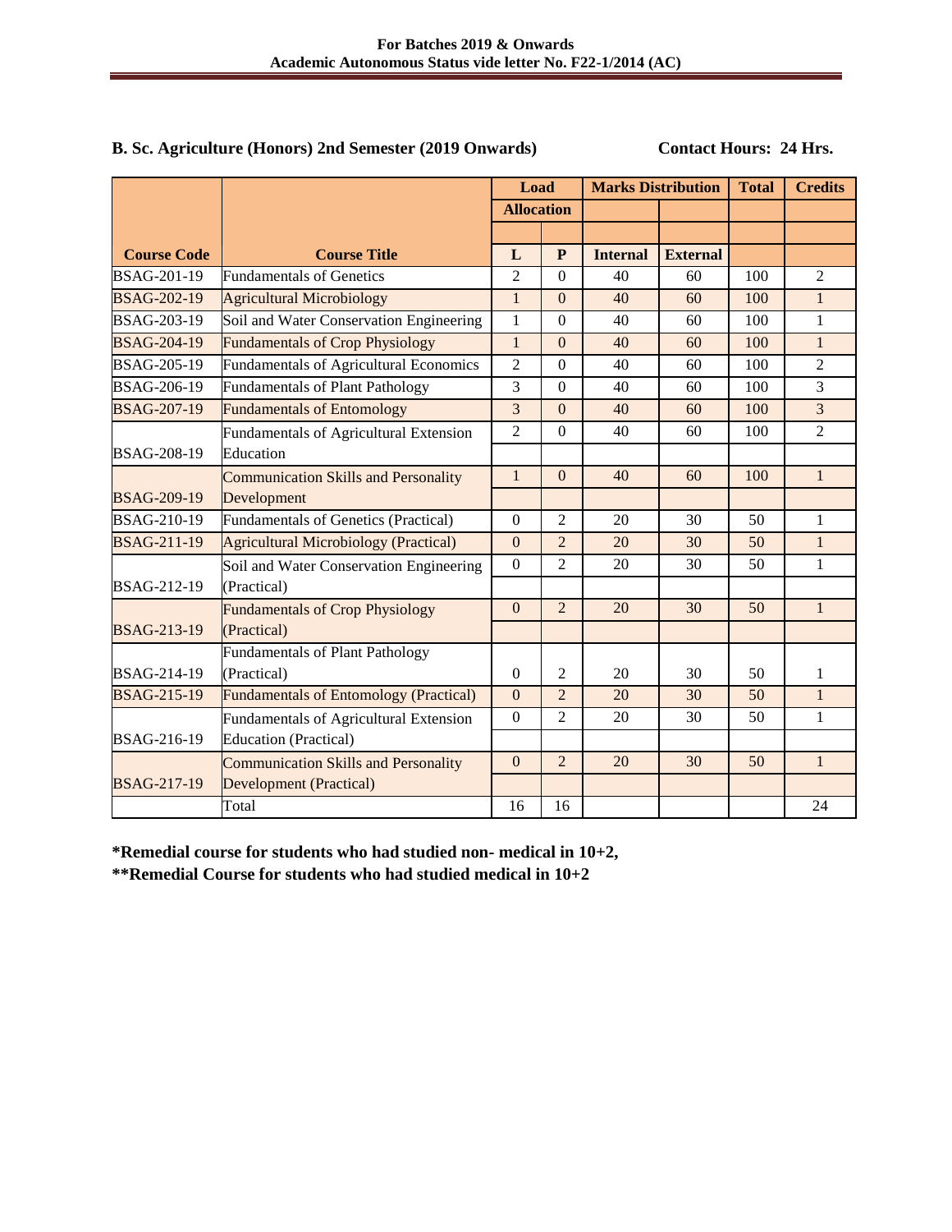**B. Sc. Agriculture (Honors) 2nd Semester (2019 Onwards)** **Contact Hours: 24 Hrs.**

| Course Code | Course Title | Load Allocation | | Marks Distribution | | Total | Credits |
|---|---|---|---|---|---|---|---|
| | | L | P | Internal | External | | |
| BSAG-201-19 | Fundamentals of Genetics | 2 | 0 | 40 | 60 | 100 | 2 |
| BSAG-202-19 | Agricultural Microbiology | 1 | 0 | 40 | 60 | 100 | 1 |
| BSAG-203-19 | Soil and Water Conservation Engineering | 1 | 0 | 40 | 60 | 100 | 1 |
| BSAG-204-19 | Fundamentals of Crop Physiology | 1 | 0 | 40 | 60 | 100 | 1 |
| BSAG-205-19 | Fundamentals of Agricultural Economics | 2 | 0 | 40 | 60 | 100 | 2 |
| BSAG-206-19 | Fundamentals of Plant Pathology | 3 | 0 | 40 | 60 | 100 | 3 |
| BSAG-207-19 | Fundamentals of Entomology | 3 | 0 | 40 | 60 | 100 | 3 |
| BSAG-208-19 | Fundamentals of Agricultural Extension Education | 2 | 0 | 40 | 60 | 100 | 2 |
| BSAG-209-19 | Communication Skills and Personality Development | 1 | 0 | 40 | 60 | 100 | 1 |
| BSAG-210-19 | Fundamentals of Genetics (Practical) | 0 | 2 | 20 | 30 | 50 | 1 |
| BSAG-211-19 | Agricultural Microbiology (Practical) | 0 | 2 | 20 | 30 | 50 | 1 |
| BSAG-212-19 | Soil and Water Conservation Engineering (Practical) | 0 | 2 | 20 | 30 | 50 | 1 |
| BSAG-213-19 | Fundamentals of Crop Physiology (Practical) | 0 | 2 | 20 | 30 | 50 | 1 |
| BSAG-214-19 | Fundamentals of Plant Pathology (Practical) | 0 | 2 | 20 | 30 | 50 | 1 |
| BSAG-215-19 | Fundamentals of Entomology (Practical) | 0 | 2 | 20 | 30 | 50 | 1 |
| BSAG-216-19 | Fundamentals of Agricultural Extension Education (Practical) | 0 | 2 | 20 | 30 | 50 | 1 |
| BSAG-217-19 | Communication Skills and Personality Development (Practical) | 0 | 2 | 20 | 30 | 50 | 1 |
| | Total | 16 | 16 | | | | 24 |

**\*Remedial course for students who had studied non- medical in 10+2,**

**\*\*Remedial Course for students who had studied medical in 10+2**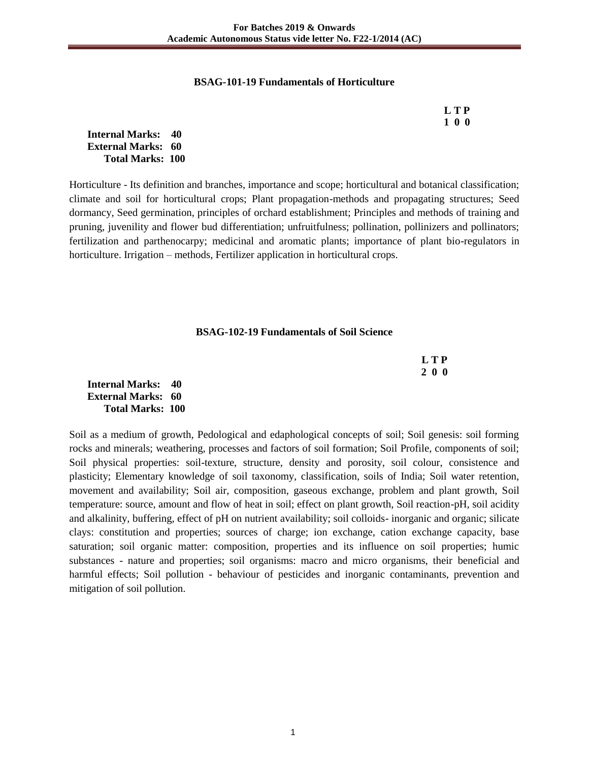## BSAG-101-19 Fundamentals of Horticulture

| L | T | P |
|---|---|---|
| 1 | 0 | 0 |

**Internal Marks: 40**
**External Marks: 60**
**Total Marks: 100**

Horticulture - Its definition and branches, importance and scope; horticultural and botanical classification; climate and soil for horticultural crops; Plant propagation-methods and propagating structures; Seed dormancy, Seed germination, principles of orchard establishment; Principles and methods of training and pruning, juvenility and flower bud differentiation; unfruitfulness; pollination, pollinizers and pollinators; fertilization and parthenocarpy; medicinal and aromatic plants; importance of plant bio-regulators in horticulture. Irrigation – methods, Fertilizer application in horticultural crops.

## BSAG-102-19 Fundamentals of Soil Science

| L | T | P |
|---|---|---|
| 2 | 0 | 0 |

**Internal Marks: 40**
**External Marks: 60**
**Total Marks: 100**

Soil as a medium of growth, Pedological and edaphological concepts of soil; Soil genesis: soil forming rocks and minerals; weathering, processes and factors of soil formation; Soil Profile, components of soil; Soil physical properties: soil-texture, structure, density and porosity, soil colour, consistence and plasticity; Elementary knowledge of soil taxonomy, classification, soils of India; Soil water retention, movement and availability; Soil air, composition, gaseous exchange, problem and plant growth, Soil temperature: source, amount and flow of heat in soil; effect on plant growth, Soil reaction-pH, soil acidity and alkalinity, buffering, effect of pH on nutrient availability; soil colloids- inorganic and organic; silicate clays: constitution and properties; sources of charge; ion exchange, cation exchange capacity, base saturation; soil organic matter: composition, properties and its influence on soil properties; humic substances - nature and properties; soil organisms: macro and micro organisms, their beneficial and harmful effects; Soil pollution - behaviour of pesticides and inorganic contaminants, prevention and mitigation of soil pollution.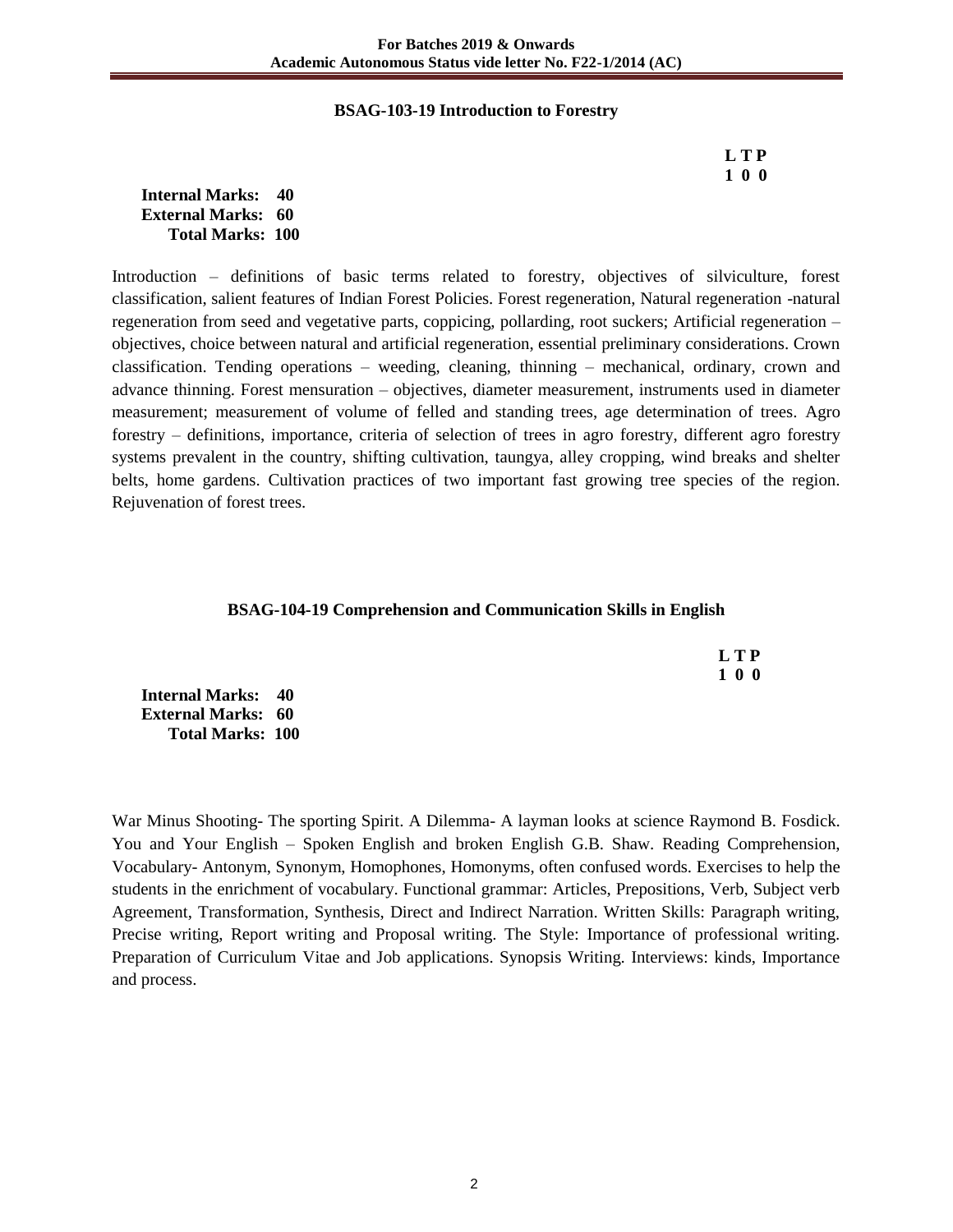## BSAG-103-19 Introduction to Forestry

**L T P**
**1 0 0**

**Internal Marks: 40**
**External Marks: 60**
**Total Marks: 100**

Introduction – definitions of basic terms related to forestry, objectives of silviculture, forest classification, salient features of Indian Forest Policies. Forest regeneration, Natural regeneration -natural regeneration from seed and vegetative parts, coppicing, pollarding, root suckers; Artificial regeneration – objectives, choice between natural and artificial regeneration, essential preliminary considerations. Crown classification. Tending operations – weeding, cleaning, thinning – mechanical, ordinary, crown and advance thinning. Forest mensuration – objectives, diameter measurement, instruments used in diameter measurement; measurement of volume of felled and standing trees, age determination of trees. Agro forestry – definitions, importance, criteria of selection of trees in agro forestry, different agro forestry systems prevalent in the country, shifting cultivation, taungya, alley cropping, wind breaks and shelter belts, home gardens. Cultivation practices of two important fast growing tree species of the region. Rejuvenation of forest trees.

## BSAG-104-19 Comprehension and Communication Skills in English

**L T P**
**1 0 0**

**Internal Marks: 40**
**External Marks: 60**
**Total Marks: 100**

War Minus Shooting- The sporting Spirit. A Dilemma- A layman looks at science Raymond B. Fosdick. You and Your English – Spoken English and broken English G.B. Shaw. Reading Comprehension, Vocabulary- Antonym, Synonym, Homophones, Homonyms, often confused words. Exercises to help the students in the enrichment of vocabulary. Functional grammar: Articles, Prepositions, Verb, Subject verb Agreement, Transformation, Synthesis, Direct and Indirect Narration. Written Skills: Paragraph writing, Precise writing, Report writing and Proposal writing. The Style: Importance of professional writing. Preparation of Curriculum Vitae and Job applications. Synopsis Writing. Interviews: kinds, Importance and process.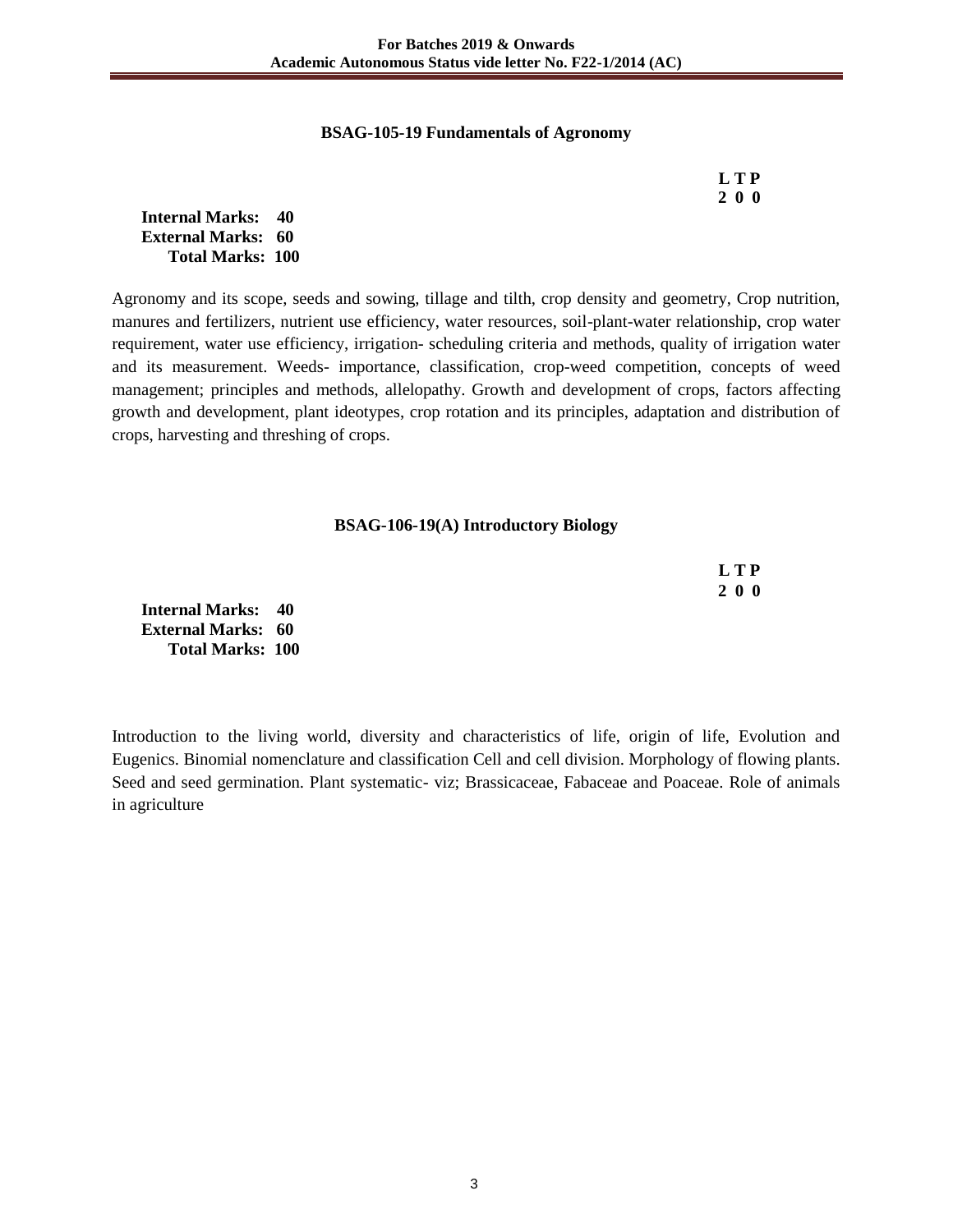### BSAG-105-19 Fundamentals of Agronomy

**L T P**
**2 0 0**

**Internal Marks: 40**
**External Marks: 60**
**Total Marks: 100**

Agronomy and its scope, seeds and sowing, tillage and tilth, crop density and geometry, Crop nutrition, manures and fertilizers, nutrient use efficiency, water resources, soil-plant-water relationship, crop water requirement, water use efficiency, irrigation- scheduling criteria and methods, quality of irrigation water and its measurement. Weeds- importance, classification, crop-weed competition, concepts of weed management; principles and methods, allelopathy. Growth and development of crops, factors affecting growth and development, plant ideotypes, crop rotation and its principles, adaptation and distribution of crops, harvesting and threshing of crops.

### BSAG-106-19(A) Introductory Biology

**L T P**
**2 0 0**

**Internal Marks: 40**
**External Marks: 60**
**Total Marks: 100**

Introduction to the living world, diversity and characteristics of life, origin of life, Evolution and Eugenics. Binomial nomenclature and classification Cell and cell division. Morphology of flowing plants. Seed and seed germination. Plant systematic- viz; Brassicaceae, Fabaceae and Poaceae. Role of animals in agriculture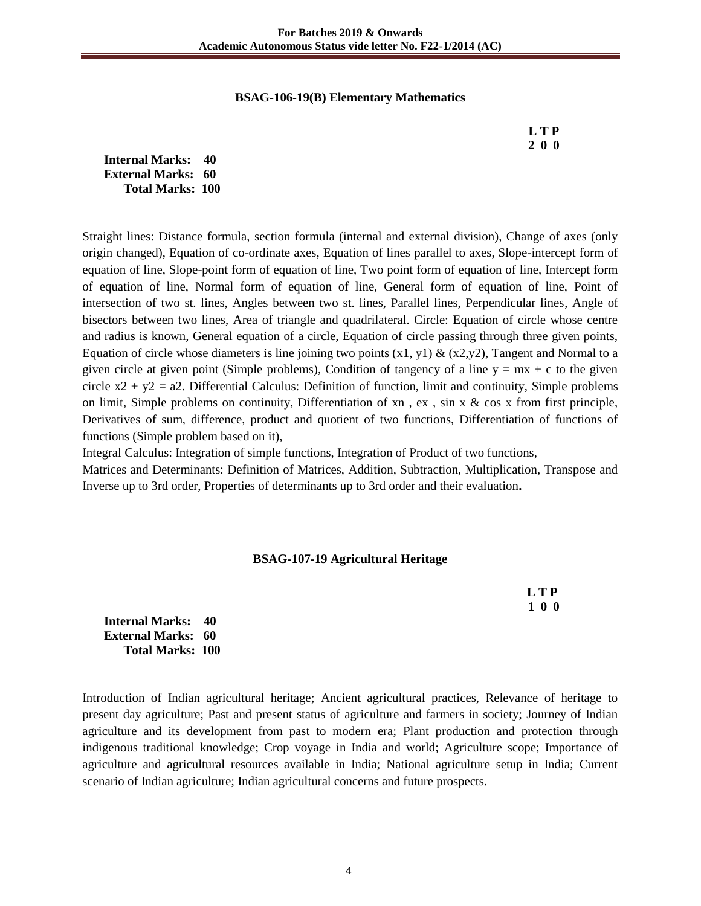### BSAG-106-19(B) Elementary Mathematics

**L T P**
**2 0 0**

**Internal Marks: 40**
**External Marks: 60**
**Total Marks: 100**

Straight lines: Distance formula, section formula (internal and external division), Change of axes (only origin changed), Equation of co-ordinate axes, Equation of lines parallel to axes, Slope-intercept form of equation of line, Slope-point form of equation of line, Two point form of equation of line, Intercept form of equation of line, Normal form of equation of line, General form of equation of line, Point of intersection of two st. lines, Angles between two st. lines, Parallel lines, Perpendicular lines, Angle of bisectors between two lines, Area of triangle and quadrilateral. Circle: Equation of circle whose centre and radius is known, General equation of a circle, Equation of circle passing through three given points, Equation of circle whose diameters is line joining two points $(x_1, y_1)$ & $(x_2, y_2)$, Tangent and Normal to a given circle at given point (Simple problems), Condition of tangency of a line $y = mx + c$ to the given circle $x^2 + y^2 = a^2$. Differential Calculus: Definition of function, limit and continuity, Simple problems on limit, Simple problems on continuity, Differentiation of $x^n$ , $e^x$ , $\sin x$ & $\cos x$ from first principle, Derivatives of sum, difference, product and quotient of two functions, Differentiation of functions of functions (Simple problem based on it),

Integral Calculus: Integration of simple functions, Integration of Product of two functions,

Matrices and Determinants: Definition of Matrices, Addition, Subtraction, Multiplication, Transpose and Inverse up to 3rd order, Properties of determinants up to 3rd order and their evaluation**.**

### BSAG-107-19 Agricultural Heritage

**L T P**
**1 0 0**

**Internal Marks: 40**
**External Marks: 60**
**Total Marks: 100**

Introduction of Indian agricultural heritage; Ancient agricultural practices, Relevance of heritage to present day agriculture; Past and present status of agriculture and farmers in society; Journey of Indian agriculture and its development from past to modern era; Plant production and protection through indigenous traditional knowledge; Crop voyage in India and world; Agriculture scope; Importance of agriculture and agricultural resources available in India; National agriculture setup in India; Current scenario of Indian agriculture; Indian agricultural concerns and future prospects.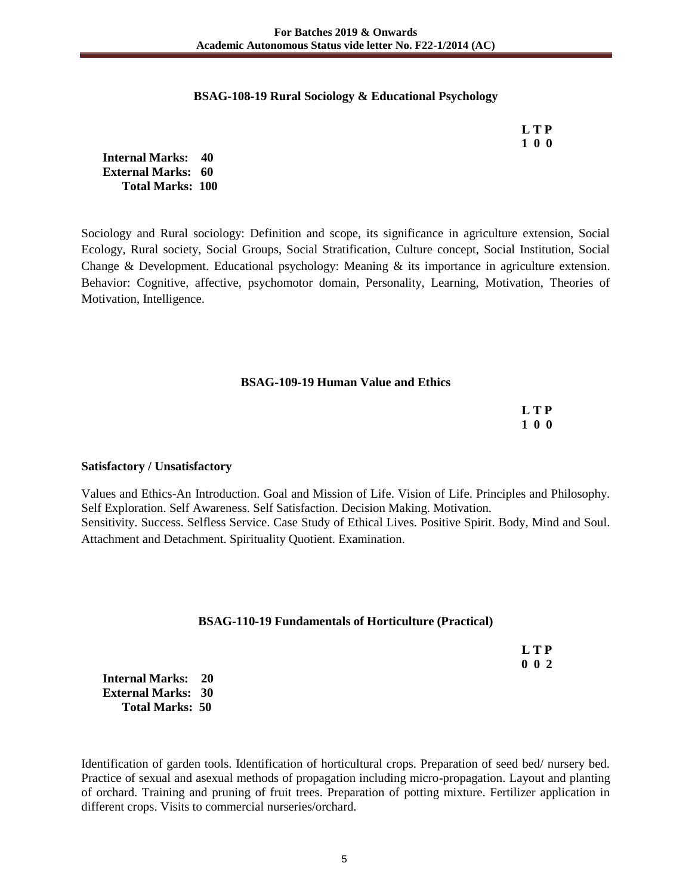### BSAG-108-19 Rural Sociology & Educational Psychology

**L T P**
**1 0 0**

**Internal Marks: 40**
**External Marks: 60**
**Total Marks: 100**

Sociology and Rural sociology: Definition and scope, its significance in agriculture extension, Social Ecology, Rural society, Social Groups, Social Stratification, Culture concept, Social Institution, Social Change & Development. Educational psychology: Meaning & its importance in agriculture extension. Behavior: Cognitive, affective, psychomotor domain, Personality, Learning, Motivation, Theories of Motivation, Intelligence.

### BSAG-109-19 Human Value and Ethics

**L T P**
**1 0 0**

**Satisfactory / Unsatisfactory**

Values and Ethics-An Introduction. Goal and Mission of Life. Vision of Life. Principles and Philosophy. Self Exploration. Self Awareness. Self Satisfaction. Decision Making. Motivation.
Sensitivity. Success. Selfless Service. Case Study of Ethical Lives. Positive Spirit. Body, Mind and Soul. Attachment and Detachment. Spirituality Quotient. Examination.

### BSAG-110-19 Fundamentals of Horticulture (Practical)

**L T P**
**0 0 2**

**Internal Marks: 20**
**External Marks: 30**
**Total Marks: 50**

Identification of garden tools. Identification of horticultural crops. Preparation of seed bed/ nursery bed. Practice of sexual and asexual methods of propagation including micro-propagation. Layout and planting of orchard. Training and pruning of fruit trees. Preparation of potting mixture. Fertilizer application in different crops. Visits to commercial nurseries/orchard.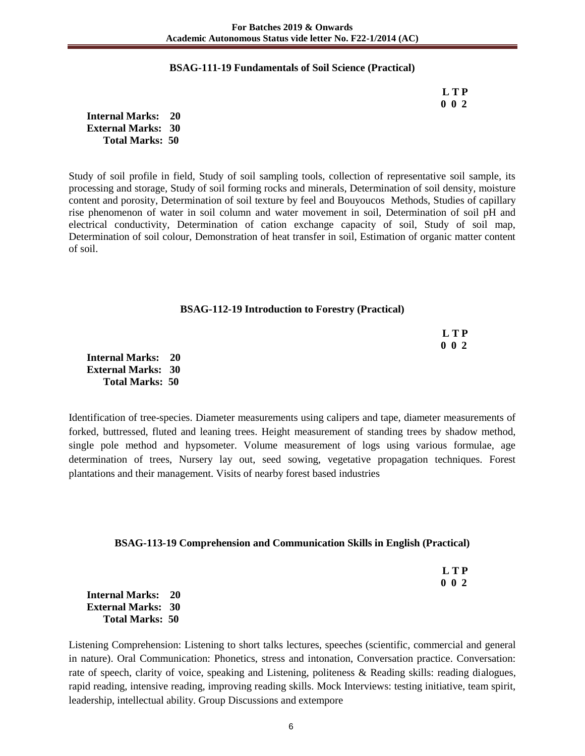## BSAG-111-19 Fundamentals of Soil Science (Practical)

| L | T | P |
|---|---|---|
| 0 | 0 | 2 |

**Internal Marks: 20**
**External Marks: 30**
**Total Marks: 50**

Study of soil profile in field, Study of soil sampling tools, collection of representative soil sample, its processing and storage, Study of soil forming rocks and minerals, Determination of soil density, moisture content and porosity, Determination of soil texture by feel and Bouyoucos Methods, Studies of capillary rise phenomenon of water in soil column and water movement in soil, Determination of soil pH and electrical conductivity, Determination of cation exchange capacity of soil, Study of soil map, Determination of soil colour, Demonstration of heat transfer in soil, Estimation of organic matter content of soil.

## BSAG-112-19 Introduction to Forestry (Practical)

| L | T | P |
|---|---|---|
| 0 | 0 | 2 |

**Internal Marks: 20**
**External Marks: 30**
**Total Marks: 50**

Identification of tree-species. Diameter measurements using calipers and tape, diameter measurements of forked, buttressed, fluted and leaning trees. Height measurement of standing trees by shadow method, single pole method and hypsometer. Volume measurement of logs using various formulae, age determination of trees, Nursery lay out, seed sowing, vegetative propagation techniques. Forest plantations and their management. Visits of nearby forest based industries

## BSAG-113-19 Comprehension and Communication Skills in English (Practical)

| L | T | P |
|---|---|---|
| 0 | 0 | 2 |

**Internal Marks: 20**
**External Marks: 30**
**Total Marks: 50**

Listening Comprehension: Listening to short talks lectures, speeches (scientific, commercial and general in nature). Oral Communication: Phonetics, stress and intonation, Conversation practice. Conversation: rate of speech, clarity of voice, speaking and Listening, politeness & Reading skills: reading dialogues, rapid reading, intensive reading, improving reading skills. Mock Interviews: testing initiative, team spirit, leadership, intellectual ability. Group Discussions and extempore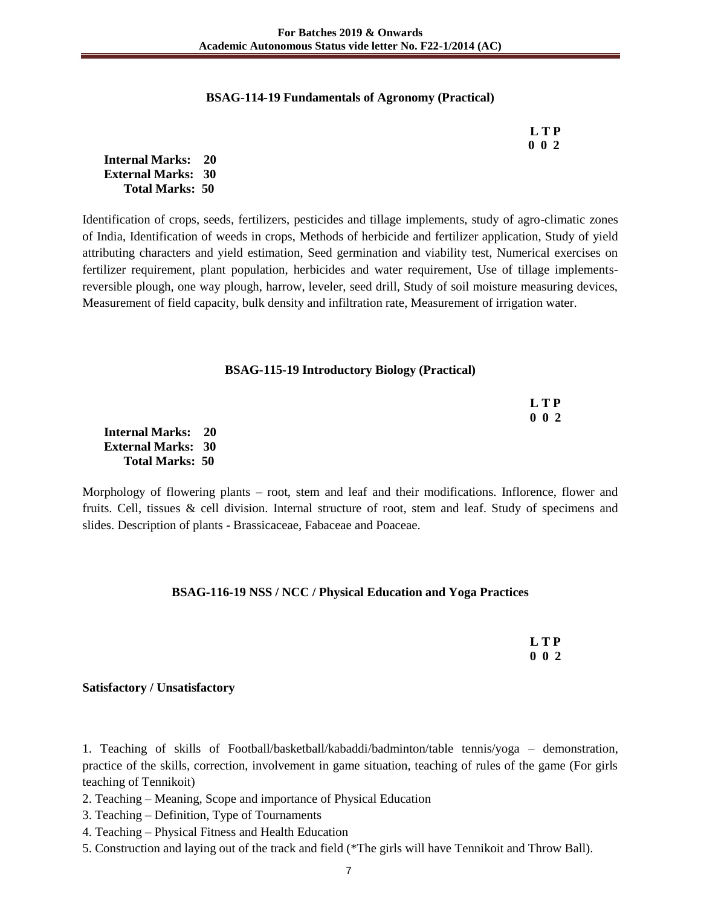### BSAG-114-19 Fundamentals of Agronomy (Practical)

**L T P**
**0 0 2**

**Internal Marks: 20**
**External Marks: 30**
**Total Marks: 50**

Identification of crops, seeds, fertilizers, pesticides and tillage implements, study of agro-climatic zones of India, Identification of weeds in crops, Methods of herbicide and fertilizer application, Study of yield attributing characters and yield estimation, Seed germination and viability test, Numerical exercises on fertilizer requirement, plant population, herbicides and water requirement, Use of tillage implements-reversible plough, one way plough, harrow, leveler, seed drill, Study of soil moisture measuring devices, Measurement of field capacity, bulk density and infiltration rate, Measurement of irrigation water.

### BSAG-115-19 Introductory Biology (Practical)

**L T P**
**0 0 2**

**Internal Marks: 20**
**External Marks: 30**
**Total Marks: 50**

Morphology of flowering plants – root, stem and leaf and their modifications. Inflorence, flower and fruits. Cell, tissues & cell division. Internal structure of root, stem and leaf. Study of specimens and slides. Description of plants - Brassicaceae, Fabaceae and Poaceae.

### BSAG-116-19 NSS / NCC / Physical Education and Yoga Practices

**L T P**
**0 0 2**

**Satisfactory / Unsatisfactory**

1. Teaching of skills of Football/basketball/kabaddi/badminton/table tennis/yoga – demonstration, practice of the skills, correction, involvement in game situation, teaching of rules of the game (For girls teaching of Tennikoit)
2. Teaching – Meaning, Scope and importance of Physical Education
3. Teaching – Definition, Type of Tournaments
4. Teaching – Physical Fitness and Health Education
5. Construction and laying out of the track and field (*The girls will have Tennikoit and Throw Ball).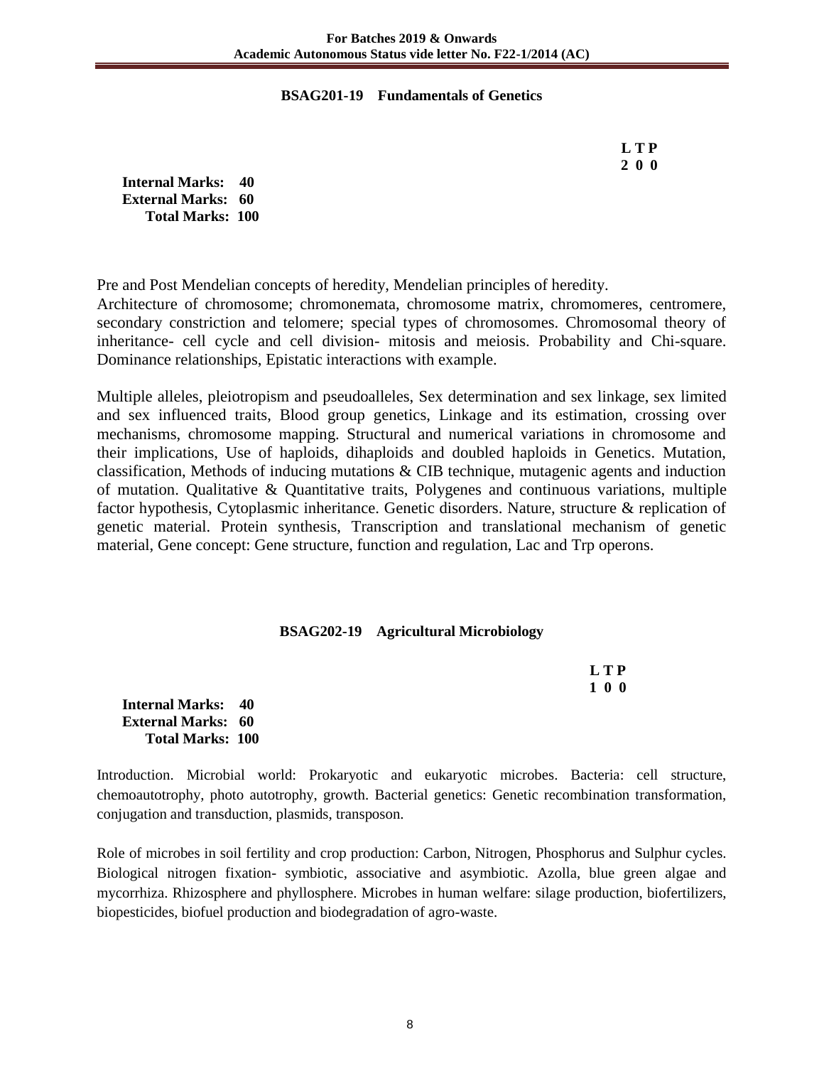## BSAG201-19 Fundamentals of Genetics

| L | T | P |
|---|---|---|
| 2 | 0 | 0 |

**Internal Marks: 40**
**External Marks: 60**
**Total Marks: 100**

Pre and Post Mendelian concepts of heredity, Mendelian principles of heredity.
Architecture of chromosome; chromonemata, chromosome matrix, chromomeres, centromere, secondary constriction and telomere; special types of chromosomes. Chromosomal theory of inheritance- cell cycle and cell division- mitosis and meiosis. Probability and Chi-square. Dominance relationships, Epistatic interactions with example.

Multiple alleles, pleiotropism and pseudoalleles, Sex determination and sex linkage, sex limited and sex influenced traits, Blood group genetics, Linkage and its estimation, crossing over mechanisms, chromosome mapping. Structural and numerical variations in chromosome and their implications, Use of haploids, dihaploids and doubled haploids in Genetics. Mutation, classification, Methods of inducing mutations & CIB technique, mutagenic agents and induction of mutation. Qualitative & Quantitative traits, Polygenes and continuous variations, multiple factor hypothesis, Cytoplasmic inheritance. Genetic disorders. Nature, structure & replication of genetic material. Protein synthesis, Transcription and translational mechanism of genetic material, Gene concept: Gene structure, function and regulation, Lac and Trp operons.

## BSAG202-19 Agricultural Microbiology

| L | T | P |
|---|---|---|
| 1 | 0 | 0 |

**Internal Marks: 40**
**External Marks: 60**
**Total Marks: 100**

Introduction. Microbial world: Prokaryotic and eukaryotic microbes. Bacteria: cell structure, chemoautotrophy, photo autotrophy, growth. Bacterial genetics: Genetic recombination transformation, conjugation and transduction, plasmids, transposon.

Role of microbes in soil fertility and crop production: Carbon, Nitrogen, Phosphorus and Sulphur cycles. Biological nitrogen fixation- symbiotic, associative and asymbiotic. Azolla, blue green algae and mycorrhiza. Rhizosphere and phyllosphere. Microbes in human welfare: silage production, biofertilizers, biopesticides, biofuel production and biodegradation of agro-waste.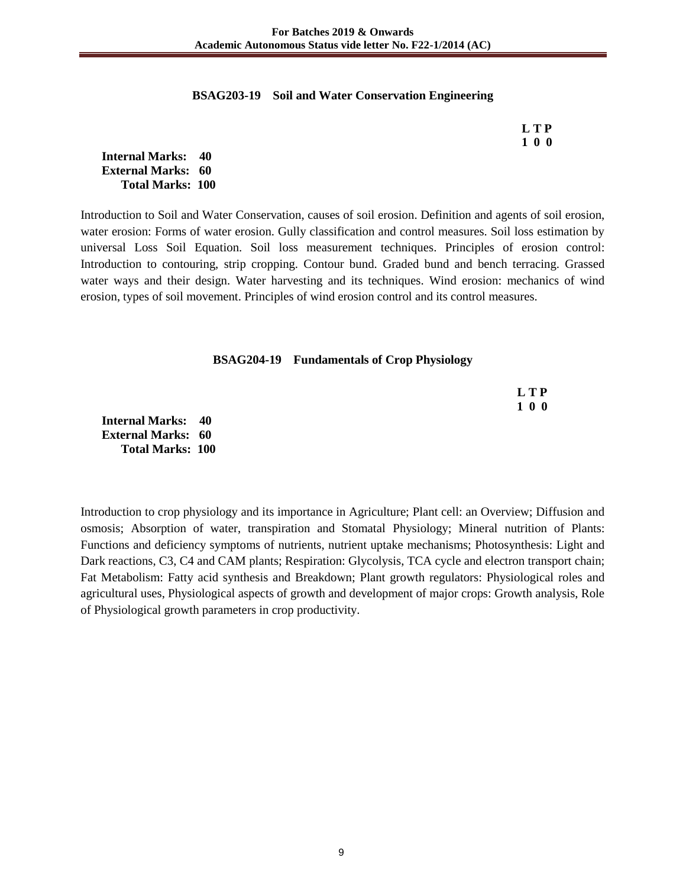### BSAG203-19 Soil and Water Conservation Engineering

| L | T | P |
|---|---|---|
| 1 | 0 | 0 |

**Internal Marks: 40**
**External Marks: 60**
**Total Marks: 100**

Introduction to Soil and Water Conservation, causes of soil erosion. Definition and agents of soil erosion, water erosion: Forms of water erosion. Gully classification and control measures. Soil loss estimation by universal Loss Soil Equation. Soil loss measurement techniques. Principles of erosion control: Introduction to contouring, strip cropping. Contour bund. Graded bund and bench terracing. Grassed water ways and their design. Water harvesting and its techniques. Wind erosion: mechanics of wind erosion, types of soil movement. Principles of wind erosion control and its control measures.

### BSAG204-19 Fundamentals of Crop Physiology

| L | T | P |
|---|---|---|
| 1 | 0 | 0 |

**Internal Marks: 40**
**External Marks: 60**
**Total Marks: 100**

Introduction to crop physiology and its importance in Agriculture; Plant cell: an Overview; Diffusion and osmosis; Absorption of water, transpiration and Stomatal Physiology; Mineral nutrition of Plants: Functions and deficiency symptoms of nutrients, nutrient uptake mechanisms; Photosynthesis: Light and Dark reactions, C3, C4 and CAM plants; Respiration: Glycolysis, TCA cycle and electron transport chain; Fat Metabolism: Fatty acid synthesis and Breakdown; Plant growth regulators: Physiological roles and agricultural uses, Physiological aspects of growth and development of major crops: Growth analysis, Role of Physiological growth parameters in crop productivity.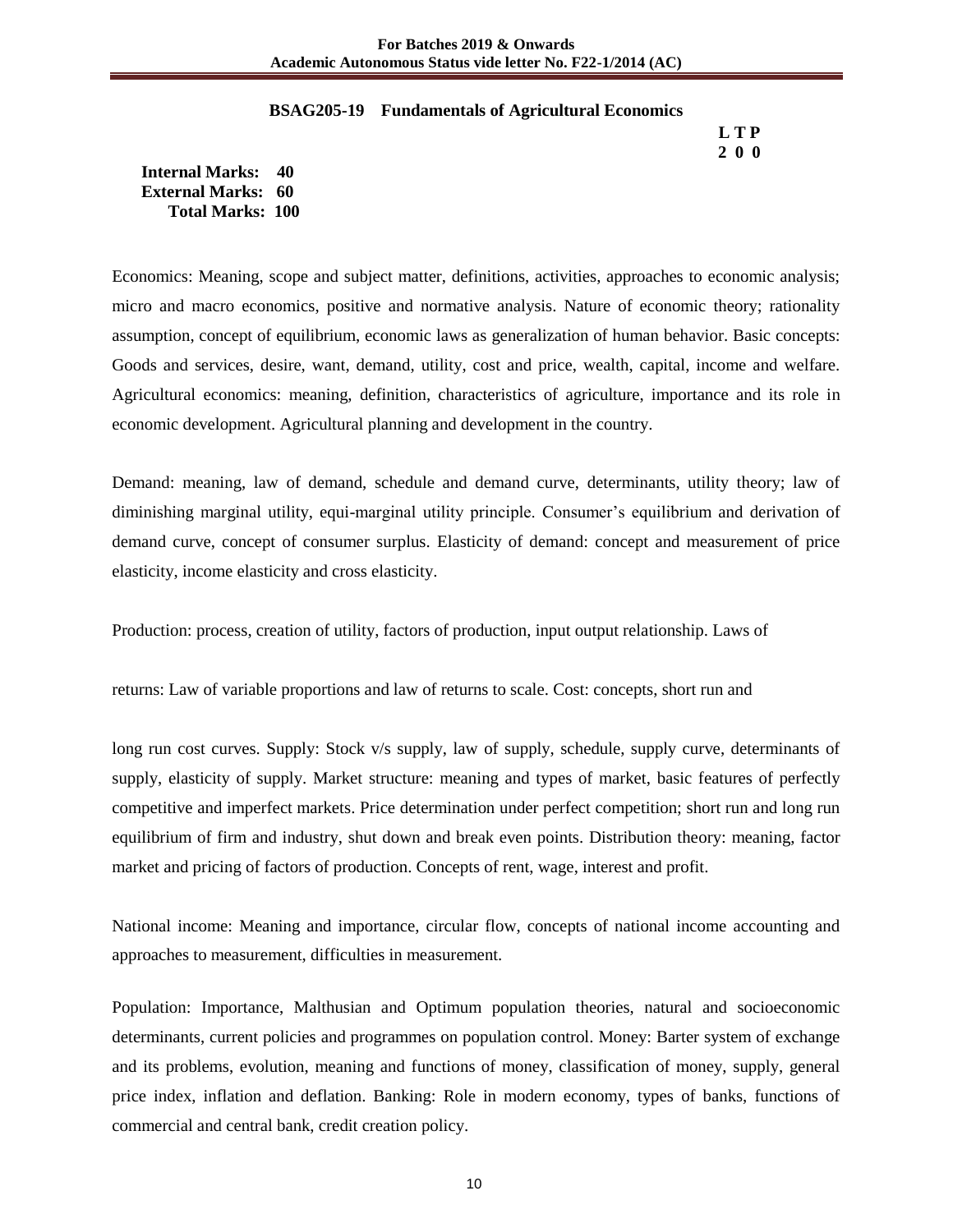### BSAG205-19 Fundamentals of Agricultural Economics

**L T P**
**2 0 0**

**Internal Marks: 40**
**External Marks: 60**
**Total Marks: 100**

Economics: Meaning, scope and subject matter, definitions, activities, approaches to economic analysis; micro and macro economics, positive and normative analysis. Nature of economic theory; rationality assumption, concept of equilibrium, economic laws as generalization of human behavior. Basic concepts: Goods and services, desire, want, demand, utility, cost and price, wealth, capital, income and welfare. Agricultural economics: meaning, definition, characteristics of agriculture, importance and its role in economic development. Agricultural planning and development in the country.

Demand: meaning, law of demand, schedule and demand curve, determinants, utility theory; law of diminishing marginal utility, equi-marginal utility principle. Consumer's equilibrium and derivation of demand curve, concept of consumer surplus. Elasticity of demand: concept and measurement of price elasticity, income elasticity and cross elasticity.

Production: process, creation of utility, factors of production, input output relationship. Laws of returns: Law of variable proportions and law of returns to scale. Cost: concepts, short run and long run cost curves. Supply: Stock v/s supply, law of supply, schedule, supply curve, determinants of supply, elasticity of supply. Market structure: meaning and types of market, basic features of perfectly competitive and imperfect markets. Price determination under perfect competition; short run and long run equilibrium of firm and industry, shut down and break even points. Distribution theory: meaning, factor market and pricing of factors of production. Concepts of rent, wage, interest and profit.

National income: Meaning and importance, circular flow, concepts of national income accounting and approaches to measurement, difficulties in measurement.

Population: Importance, Malthusian and Optimum population theories, natural and socioeconomic determinants, current policies and programmes on population control. Money: Barter system of exchange and its problems, evolution, meaning and functions of money, classification of money, supply, general price index, inflation and deflation. Banking: Role in modern economy, types of banks, functions of commercial and central bank, credit creation policy.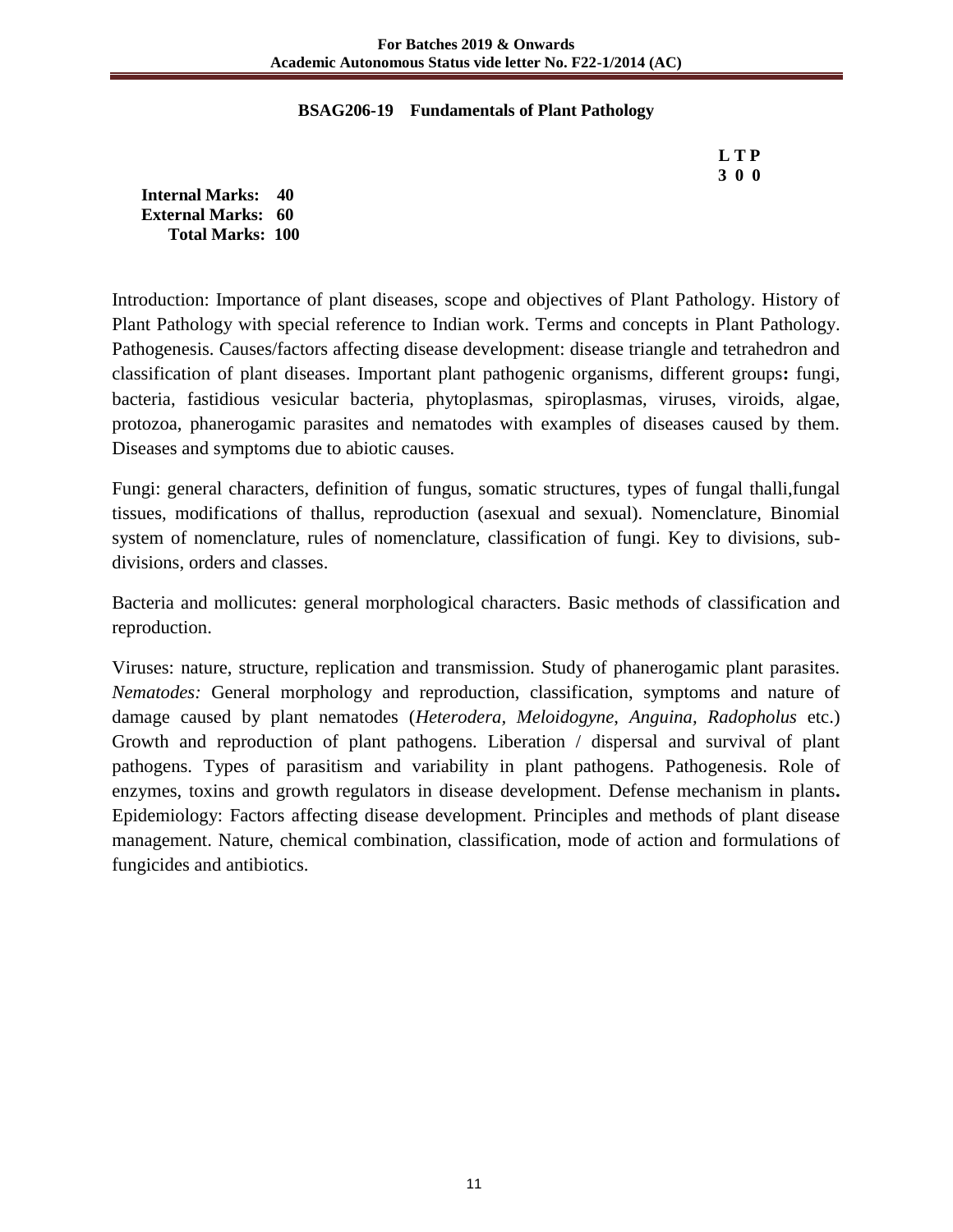## BSAG206-19 Fundamentals of Plant Pathology

**L T P**
**3 0 0**

**Internal Marks: 40**
**External Marks: 60**
**Total Marks: 100**

Introduction: Importance of plant diseases, scope and objectives of Plant Pathology. History of Plant Pathology with special reference to Indian work. Terms and concepts in Plant Pathology. Pathogenesis. Causes/factors affecting disease development: disease triangle and tetrahedron and classification of plant diseases. Important plant pathogenic organisms, different groups**:** fungi, bacteria, fastidious vesicular bacteria, phytoplasmas, spiroplasmas, viruses, viroids, algae, protozoa, phanerogamic parasites and nematodes with examples of diseases caused by them. Diseases and symptoms due to abiotic causes.

Fungi: general characters, definition of fungus, somatic structures, types of fungal thalli,fungal tissues, modifications of thallus, reproduction (asexual and sexual). Nomenclature, Binomial system of nomenclature, rules of nomenclature, classification of fungi. Key to divisions, sub-divisions, orders and classes.

Bacteria and mollicutes: general morphological characters. Basic methods of classification and reproduction.

Viruses: nature, structure, replication and transmission. Study of phanerogamic plant parasites. *Nematodes:* General morphology and reproduction, classification, symptoms and nature of damage caused by plant nematodes (*Heterodera, Meloidogyne*, *Anguina*, *Radopholus* etc.) Growth and reproduction of plant pathogens. Liberation / dispersal and survival of plant pathogens. Types of parasitism and variability in plant pathogens. Pathogenesis. Role of enzymes, toxins and growth regulators in disease development. Defense mechanism in plants**.** Epidemiology: Factors affecting disease development. Principles and methods of plant disease management. Nature, chemical combination, classification, mode of action and formulations of fungicides and antibiotics.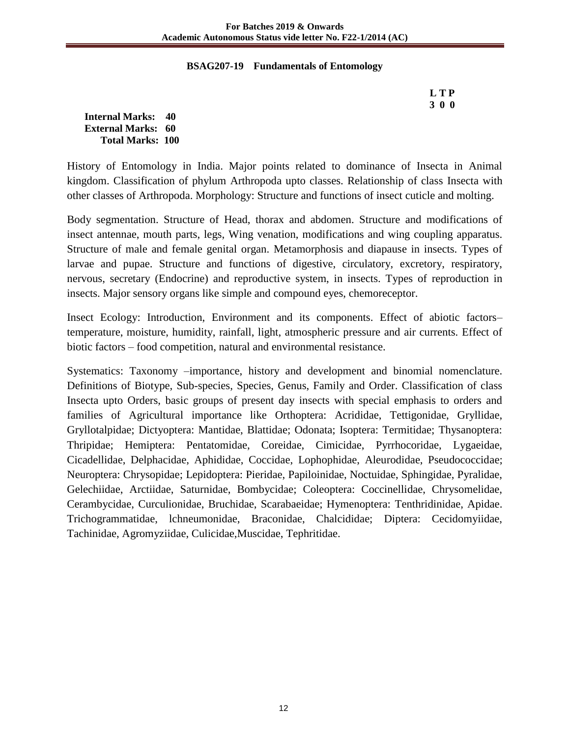**BSAG207-19 Fundamentals of Entomology**

**L T P**
**3 0 0**

**Internal Marks: 40**
**External Marks: 60**
**Total Marks: 100**

History of Entomology in India. Major points related to dominance of Insecta in Animal kingdom. Classification of phylum Arthropoda upto classes. Relationship of class Insecta with other classes of Arthropoda. Morphology: Structure and functions of insect cuticle and molting.

Body segmentation. Structure of Head, thorax and abdomen. Structure and modifications of insect antennae, mouth parts, legs, Wing venation, modifications and wing coupling apparatus. Structure of male and female genital organ. Metamorphosis and diapause in insects. Types of larvae and pupae. Structure and functions of digestive, circulatory, excretory, respiratory, nervous, secretary (Endocrine) and reproductive system, in insects. Types of reproduction in insects. Major sensory organs like simple and compound eyes, chemoreceptor.

Insect Ecology: Introduction, Environment and its components. Effect of abiotic factors– temperature, moisture, humidity, rainfall, light, atmospheric pressure and air currents. Effect of biotic factors – food competition, natural and environmental resistance.

Systematics: Taxonomy –importance, history and development and binomial nomenclature. Definitions of Biotype, Sub-species, Species, Genus, Family and Order. Classification of class Insecta upto Orders, basic groups of present day insects with special emphasis to orders and families of Agricultural importance like Orthoptera: Acrididae, Tettigonidae, Gryllidae, Gryllotalpidae; Dictyoptera: Mantidae, Blattidae; Odonata; Isoptera: Termitidae; Thysanoptera: Thripidae; Hemiptera: Pentatomidae, Coreidae, Cimicidae, Pyrrhocoridae, Lygaeidae, Cicadellidae, Delphacidae, Aphididae, Coccidae, Lophophidae, Aleurodidae, Pseudococcidae; Neuroptera: Chrysopidae; Lepidoptera: Pieridae, Papiloinidae, Noctuidae, Sphingidae, Pyralidae, Gelechiidae, Arctiidae, Saturnidae, Bombycidae; Coleoptera: Coccinellidae, Chrysomelidae, Cerambycidae, Curculionidae, Bruchidae, Scarabaeidae; Hymenoptera: Tenthridinidae, Apidae. Trichogrammatidae, lchneumonidae, Braconidae, Chalcididae; Diptera: Cecidomyiidae, Tachinidae, Agromyziidae, Culicidae,Muscidae, Tephritidae.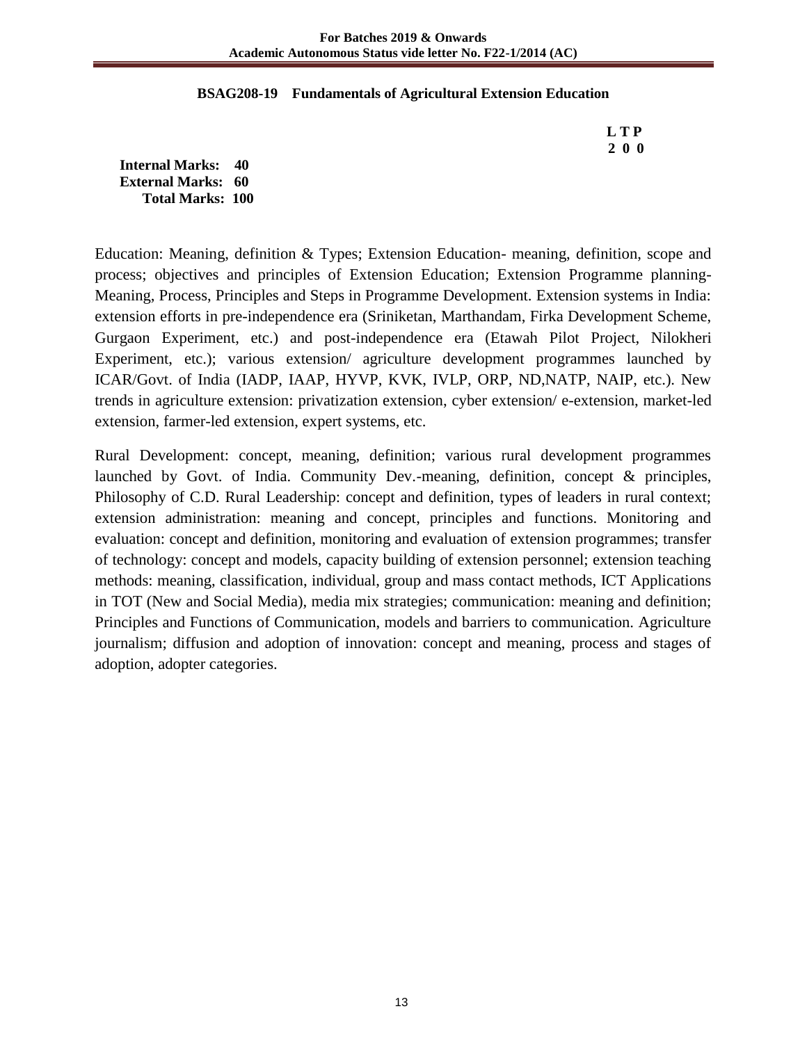## BSAG208-19 Fundamentals of Agricultural Extension Education

**L T P**
**2 0 0**

**Internal Marks: 40**
**External Marks: 60**
**Total Marks: 100**

Education: Meaning, definition & Types; Extension Education- meaning, definition, scope and process; objectives and principles of Extension Education; Extension Programme planning- Meaning, Process, Principles and Steps in Programme Development. Extension systems in India: extension efforts in pre-independence era (Sriniketan, Marthandam, Firka Development Scheme, Gurgaon Experiment, etc.) and post-independence era (Etawah Pilot Project, Nilokheri Experiment, etc.); various extension/ agriculture development programmes launched by ICAR/Govt. of India (IADP, IAAP, HYVP, KVK, IVLP, ORP, ND,NATP, NAIP, etc.). New trends in agriculture extension: privatization extension, cyber extension/ e-extension, market-led extension, farmer-led extension, expert systems, etc.

Rural Development: concept, meaning, definition; various rural development programmes launched by Govt. of India. Community Dev.-meaning, definition, concept & principles, Philosophy of C.D. Rural Leadership: concept and definition, types of leaders in rural context; extension administration: meaning and concept, principles and functions. Monitoring and evaluation: concept and definition, monitoring and evaluation of extension programmes; transfer of technology: concept and models, capacity building of extension personnel; extension teaching methods: meaning, classification, individual, group and mass contact methods, ICT Applications in TOT (New and Social Media), media mix strategies; communication: meaning and definition; Principles and Functions of Communication, models and barriers to communication. Agriculture journalism; diffusion and adoption of innovation: concept and meaning, process and stages of adoption, adopter categories.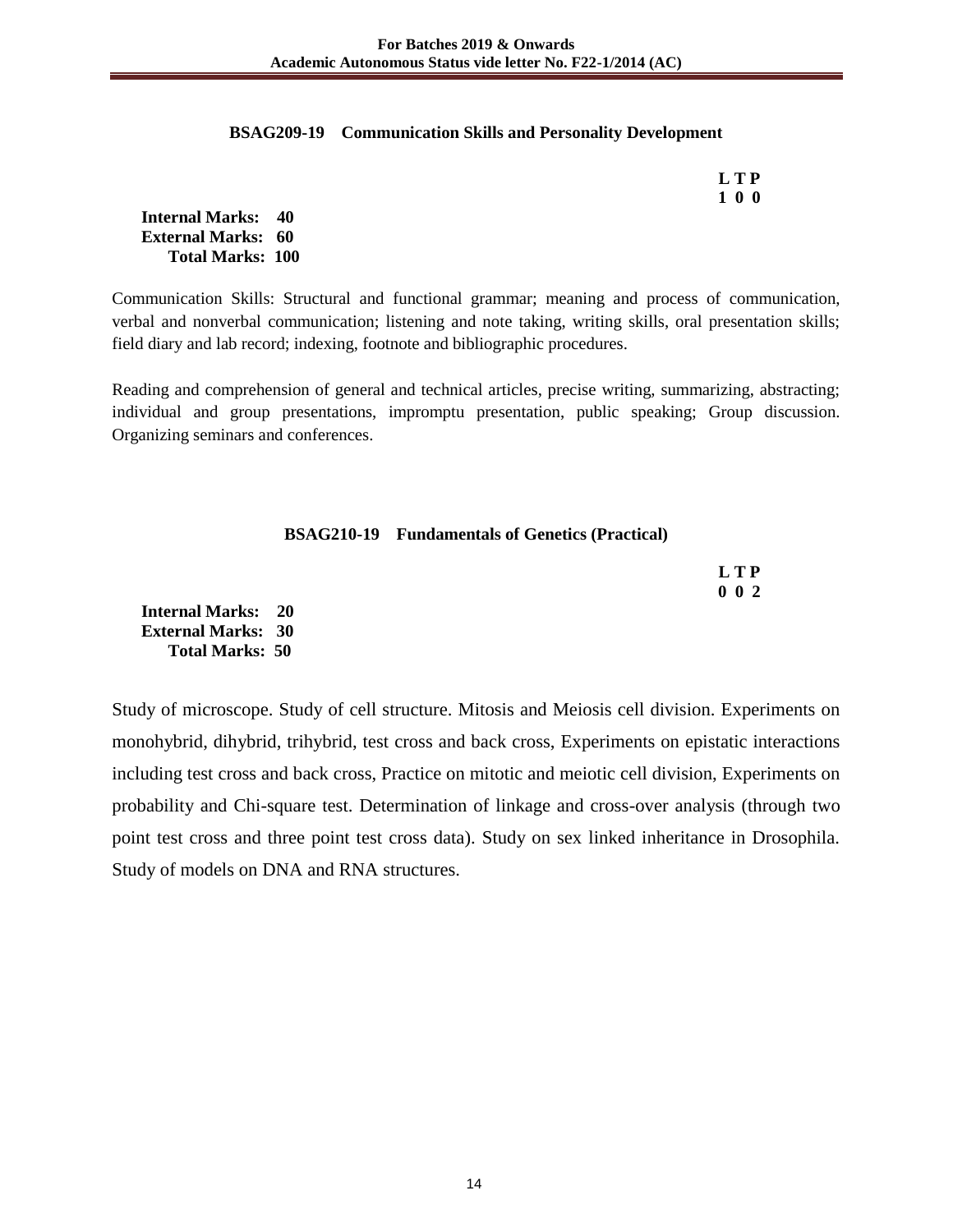### BSAG209-19 Communication Skills and Personality Development

**L T P**
**1 0 0**

**Internal Marks: 40**
**External Marks: 60**
**Total Marks: 100**

Communication Skills: Structural and functional grammar; meaning and process of communication, verbal and nonverbal communication; listening and note taking, writing skills, oral presentation skills; field diary and lab record; indexing, footnote and bibliographic procedures.

Reading and comprehension of general and technical articles, precise writing, summarizing, abstracting; individual and group presentations, impromptu presentation, public speaking; Group discussion. Organizing seminars and conferences.

### BSAG210-19 Fundamentals of Genetics (Practical)

**L T P**
**0 0 2**

**Internal Marks: 20**
**External Marks: 30**
**Total Marks: 50**

Study of microscope. Study of cell structure. Mitosis and Meiosis cell division. Experiments on monohybrid, dihybrid, trihybrid, test cross and back cross, Experiments on epistatic interactions including test cross and back cross, Practice on mitotic and meiotic cell division, Experiments on probability and Chi-square test. Determination of linkage and cross-over analysis (through two point test cross and three point test cross data). Study on sex linked inheritance in Drosophila. Study of models on DNA and RNA structures.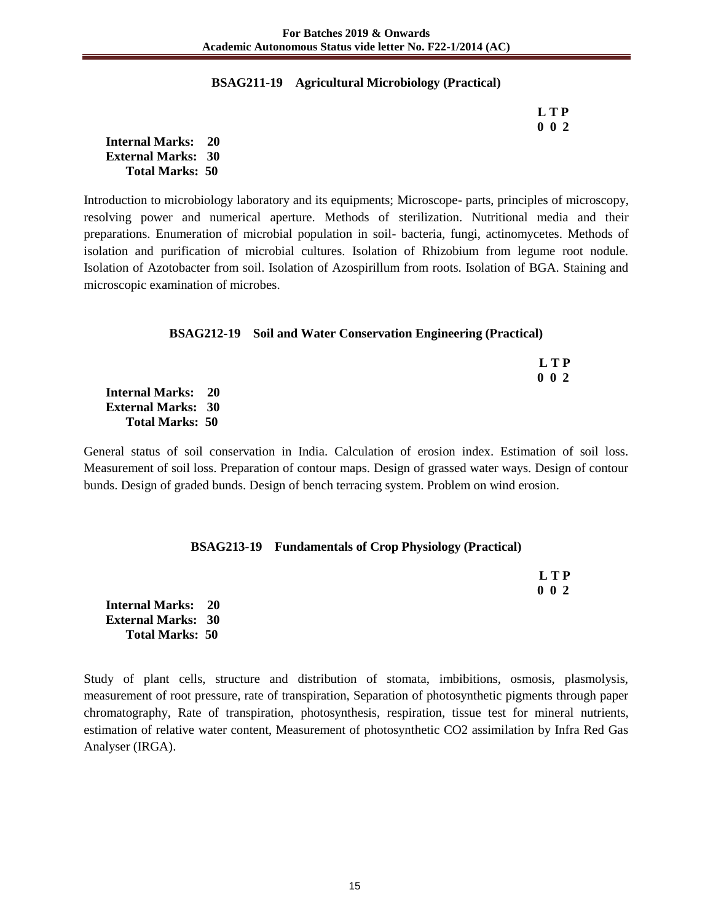### BSAG211-19 Agricultural Microbiology (Practical)

**L T P**
**0 0 2**

**Internal Marks: 20**
**External Marks: 30**
**Total Marks: 50**

Introduction to microbiology laboratory and its equipments; Microscope- parts, principles of microscopy, resolving power and numerical aperture. Methods of sterilization. Nutritional media and their preparations. Enumeration of microbial population in soil- bacteria, fungi, actinomycetes. Methods of isolation and purification of microbial cultures. Isolation of Rhizobium from legume root nodule. Isolation of Azotobacter from soil. Isolation of Azospirillum from roots. Isolation of BGA. Staining and microscopic examination of microbes.

### BSAG212-19 Soil and Water Conservation Engineering (Practical)

**L T P**
**0 0 2**

**Internal Marks: 20**
**External Marks: 30**
**Total Marks: 50**

General status of soil conservation in India. Calculation of erosion index. Estimation of soil loss. Measurement of soil loss. Preparation of contour maps. Design of grassed water ways. Design of contour bunds. Design of graded bunds. Design of bench terracing system. Problem on wind erosion.

### BSAG213-19 Fundamentals of Crop Physiology (Practical)

**L T P**
**0 0 2**

**Internal Marks: 20**
**External Marks: 30**
**Total Marks: 50**

Study of plant cells, structure and distribution of stomata, imbibitions, osmosis, plasmolysis, measurement of root pressure, rate of transpiration, Separation of photosynthetic pigments through paper chromatography, Rate of transpiration, photosynthesis, respiration, tissue test for mineral nutrients, estimation of relative water content, Measurement of photosynthetic $CO_2$ assimilation by Infra Red Gas Analyser (IRGA).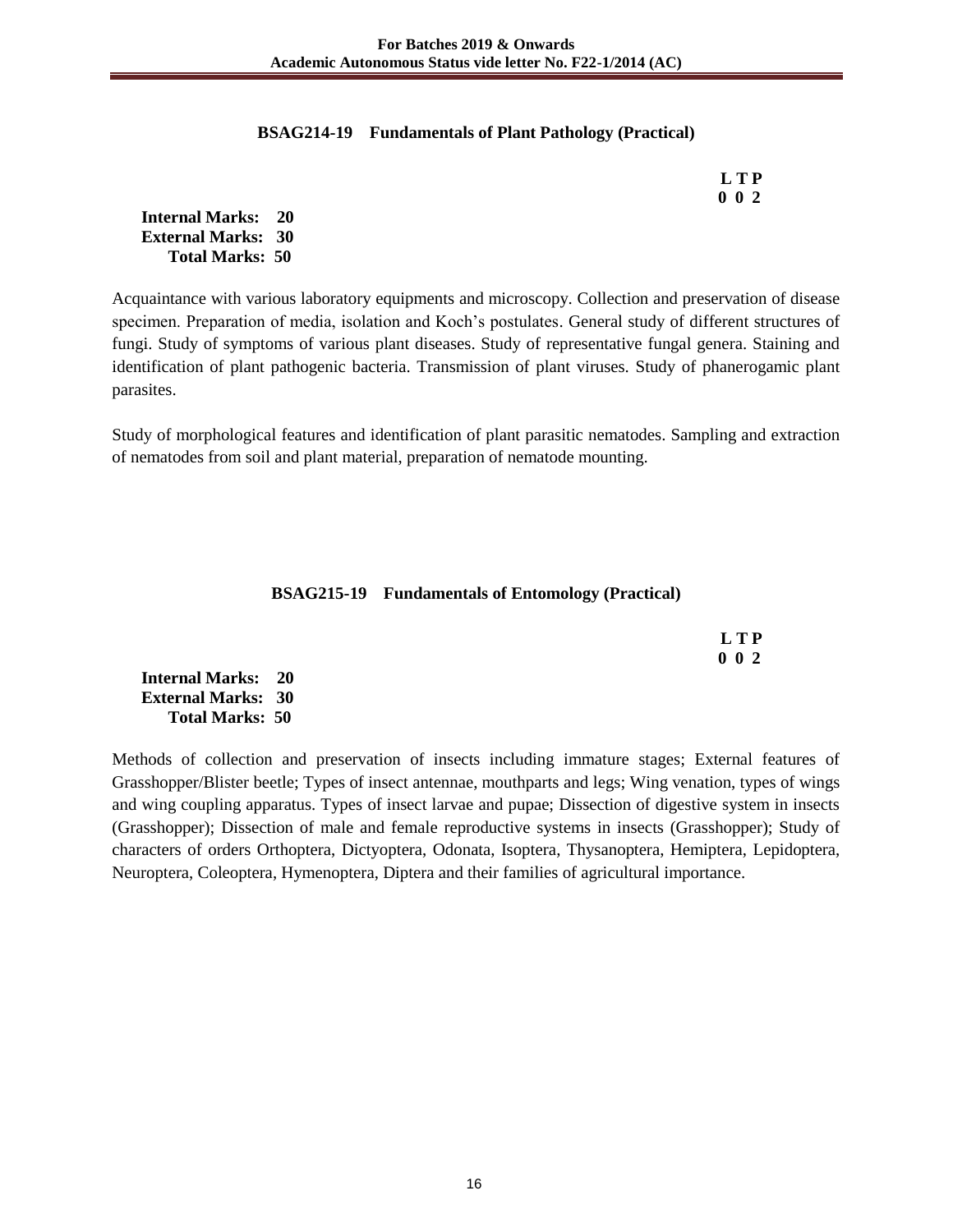### BSAG214-19 Fundamentals of Plant Pathology (Practical)

**L T P**
**0 0 2**

**Internal Marks: 20**
**External Marks: 30**
**Total Marks: 50**

Acquaintance with various laboratory equipments and microscopy. Collection and preservation of disease specimen. Preparation of media, isolation and Koch's postulates. General study of different structures of fungi. Study of symptoms of various plant diseases. Study of representative fungal genera. Staining and identification of plant pathogenic bacteria. Transmission of plant viruses. Study of phanerogamic plant parasites.

Study of morphological features and identification of plant parasitic nematodes. Sampling and extraction of nematodes from soil and plant material, preparation of nematode mounting.

### BSAG215-19 Fundamentals of Entomology (Practical)

**L T P**
**0 0 2**

**Internal Marks: 20**
**External Marks: 30**
**Total Marks: 50**

Methods of collection and preservation of insects including immature stages; External features of Grasshopper/Blister beetle; Types of insect antennae, mouthparts and legs; Wing venation, types of wings and wing coupling apparatus. Types of insect larvae and pupae; Dissection of digestive system in insects (Grasshopper); Dissection of male and female reproductive systems in insects (Grasshopper); Study of characters of orders Orthoptera, Dictyoptera, Odonata, Isoptera, Thysanoptera, Hemiptera, Lepidoptera, Neuroptera, Coleoptera, Hymenoptera, Diptera and their families of agricultural importance.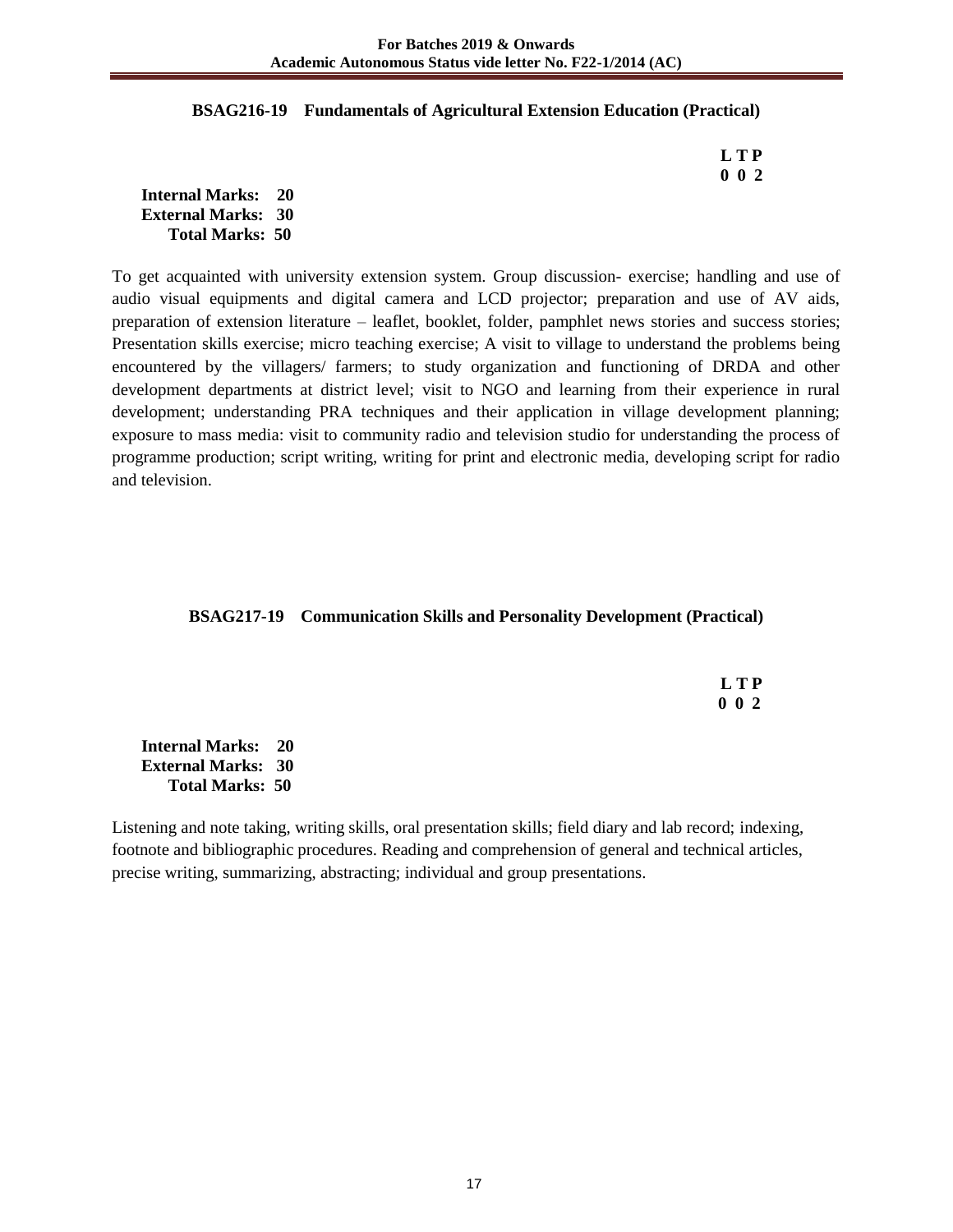## BSAG216-19 Fundamentals of Agricultural Extension Education (Practical)

**L T P**
**0 0 2**

**Internal Marks: 20**
**External Marks: 30**
**Total Marks: 50**

To get acquainted with university extension system. Group discussion- exercise; handling and use of audio visual equipments and digital camera and LCD projector; preparation and use of AV aids, preparation of extension literature – leaflet, booklet, folder, pamphlet news stories and success stories; Presentation skills exercise; micro teaching exercise; A visit to village to understand the problems being encountered by the villagers/ farmers; to study organization and functioning of DRDA and other development departments at district level; visit to NGO and learning from their experience in rural development; understanding PRA techniques and their application in village development planning; exposure to mass media: visit to community radio and television studio for understanding the process of programme production; script writing, writing for print and electronic media, developing script for radio and television.

## BSAG217-19 Communication Skills and Personality Development (Practical)

**L T P**
**0 0 2**

**Internal Marks: 20**
**External Marks: 30**
**Total Marks: 50**

Listening and note taking, writing skills, oral presentation skills; field diary and lab record; indexing, footnote and bibliographic procedures. Reading and comprehension of general and technical articles, precise writing, summarizing, abstracting; individual and group presentations.